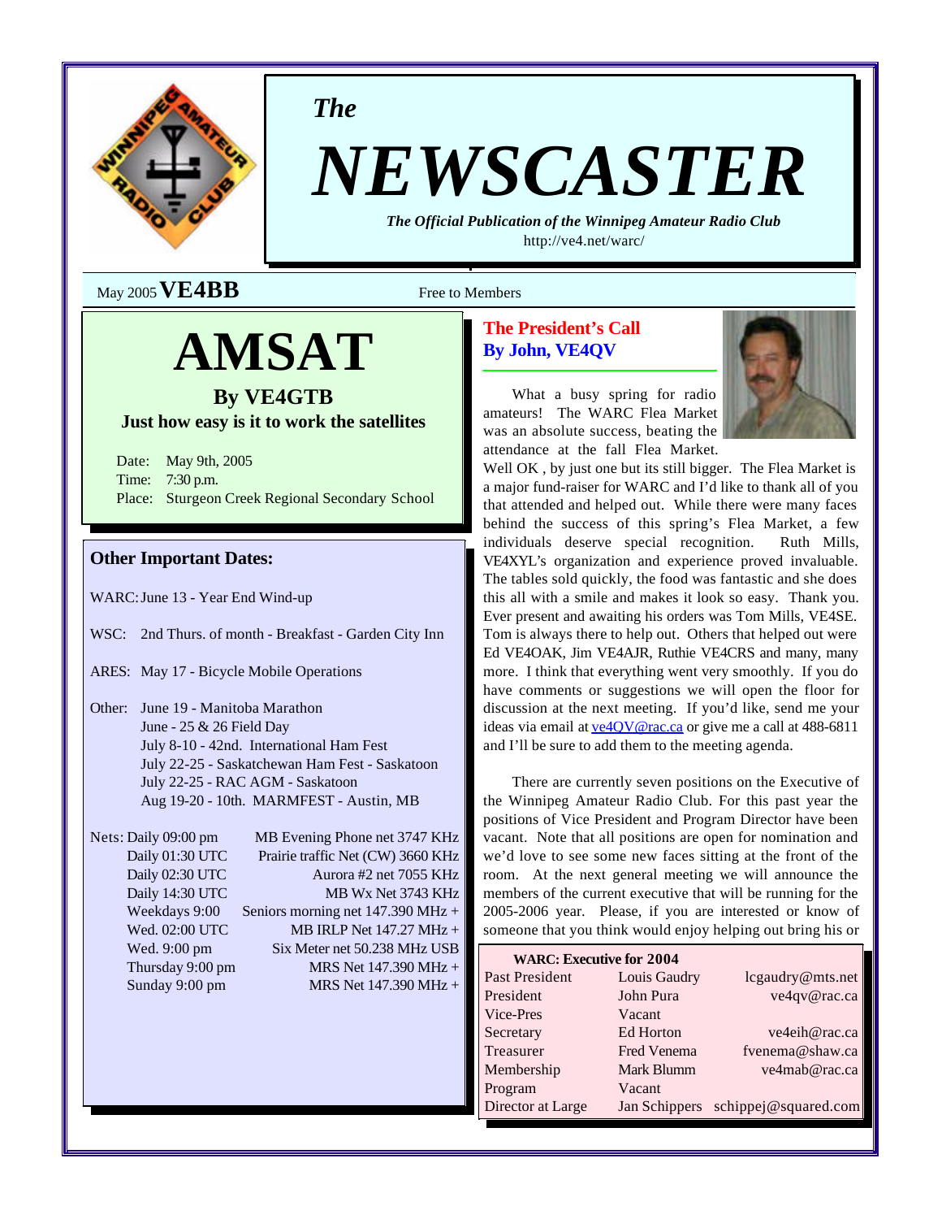*The*

# NEWSCASTER

***The Official Publication of the Winnipeg Amateur Radio Club***

http://ve4.net/warc/

May 2005 **VE4BB** Free to Members

# AMSAT

## By VE4GTB

**Just how easy is it to work the satellites**

Date: May 9th, 2005
Time: 7:30 p.m.
Place: Sturgeon Creek Regional Secondary School

### Other Important Dates:

WARC: June 13 - Year End Wind-up

WSC: 2nd Thurs. of month - Breakfast - Garden City Inn

ARES: May 17 - Bicycle Mobile Operations

Other: June 19 - Manitoba Marathon
June - 25 & 26 Field Day
July 8-10 - 42nd. International Ham Fest
July 22-25 - Saskatchewan Ham Fest - Saskatoon
July 22-25 - RAC AGM - Saskatoon
Aug 19-20 - 10th. MARMFEST - Austin, MB

Nets:

| | |
|---|---|
| Daily 09:00 pm | MB Evening Phone net 3747 KHz |
| Daily 01:30 UTC | Prairie traffic Net (CW) 3660 KHz |
| Daily 02:30 UTC | Aurora #2 net 7055 KHz |
| Daily 14:30 UTC | MB Wx Net 3743 KHz |
| Weekdays 9:00 | Seniors morning net 147.390 MHz + |
| Wed. 02:00 UTC | MB IRLP Net 147.27 MHz + |
| Wed. 9:00 pm | Six Meter net 50.238 MHz USB |
| Thursday 9:00 pm | MRS Net 147.390 MHz + |
| Sunday 9:00 pm | MRS Net 147.390 MHz + |

## The President's Call
## By John, VE4QV

What a busy spring for radio amateurs! The WARC Flea Market was an absolute success, beating the attendance at the fall Flea Market. Well OK , by just one but its still bigger. The Flea Market is a major fund-raiser for WARC and I'd like to thank all of you that attended and helped out. While there were many faces behind the success of this spring's Flea Market, a few individuals deserve special recognition. Ruth Mills, VE4XYL's organization and experience proved invaluable. The tables sold quickly, the food was fantastic and she does this all with a smile and makes it look so easy. Thank you. Ever present and awaiting his orders was Tom Mills, VE4SE. Tom is always there to help out. Others that helped out were Ed VE4OAK, Jim VE4AJR, Ruthie VE4CRS and many, many more. I think that everything went very smoothly. If you do have comments or suggestions we will open the floor for discussion at the next meeting. If you'd like, send me your ideas via email at ve4QV@rac.ca or give me a call at 488-6811 and I'll be sure to add them to the meeting agenda.

There are currently seven positions on the Executive of the Winnipeg Amateur Radio Club. For this past year the positions of Vice President and Program Director have been vacant. Note that all positions are open for nomination and we'd love to see some new faces sitting at the front of the room. At the next general meeting we will announce the members of the current executive that will be running for the 2005-2006 year. Please, if you are interested or know of someone that you think would enjoy helping out bring his or

**WARC: Executive for 2004**

| | | |
|---|---|---|
| Past President | Louis Gaudry | lcgaudry@mts.net |
| President | John Pura | ve4qv@rac.ca |
| Vice-Pres | Vacant | |
| Secretary | Ed Horton | ve4eih@rac.ca |
| Treasurer | Fred Venema | fvenema@shaw.ca |
| Membership | Mark Blumm | ve4mab@rac.ca |
| Program | Vacant | |
| Director at Large | Jan Schippers | schippej@squared.com |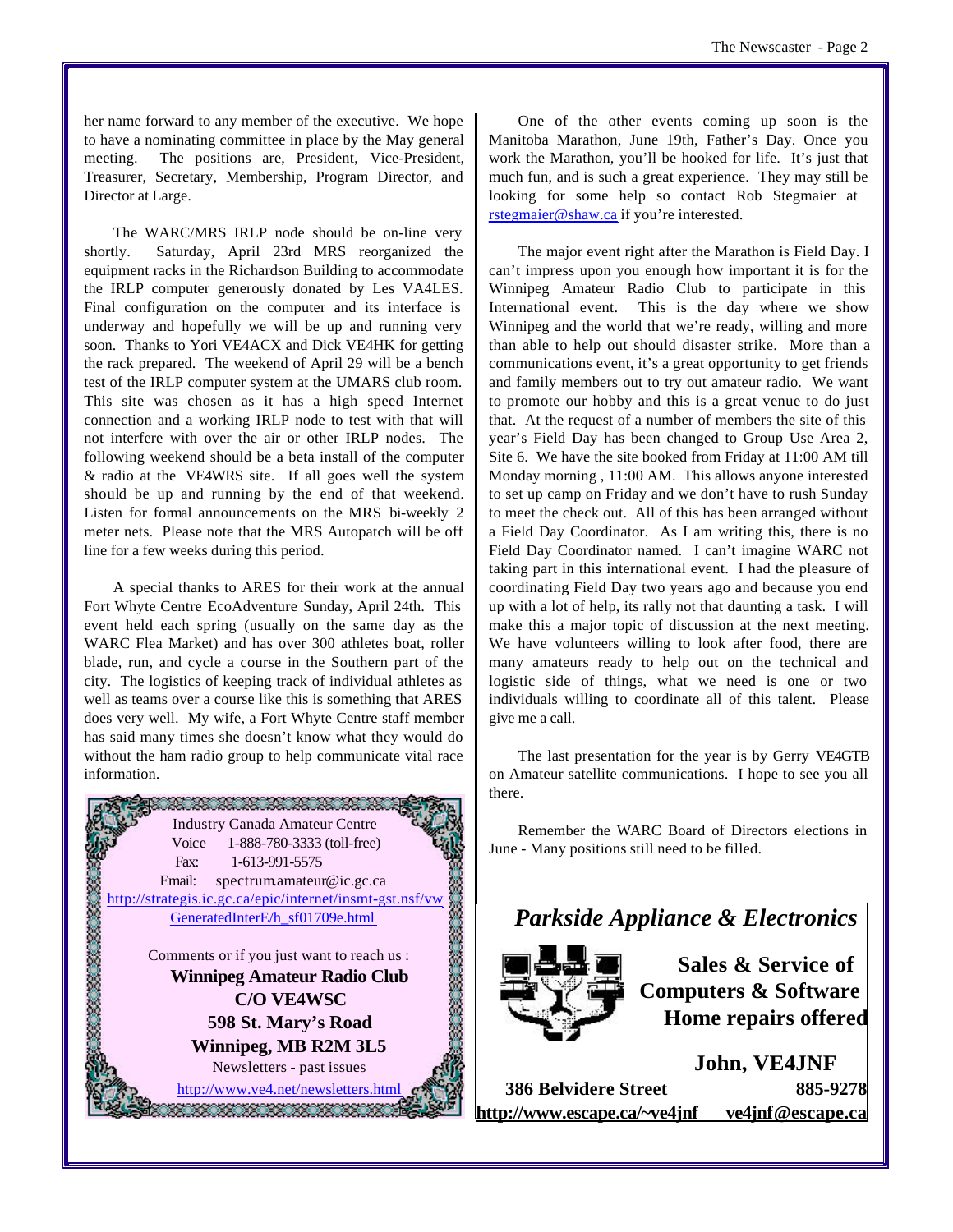her name forward to any member of the executive. We hope to have a nominating committee in place by the May general meeting. The positions are, President, Vice-President, Treasurer, Secretary, Membership, Program Director, and Director at Large.

The WARC/MRS IRLP node should be on-line very shortly. Saturday, April 23rd MRS reorganized the equipment racks in the Richardson Building to accommodate the IRLP computer generously donated by Les VA4LES. Final configuration on the computer and its interface is underway and hopefully we will be up and running very soon. Thanks to Yori VE4ACX and Dick VE4HK for getting the rack prepared. The weekend of April 29 will be a bench test of the IRLP computer system at the UMARS club room. This site was chosen as it has a high speed Internet connection and a working IRLP node to test with that will not interfere with over the air or other IRLP nodes. The following weekend should be a beta install of the computer & radio at the VE4WRS site. If all goes well the system should be up and running by the end of that weekend. Listen for fomal announcements on the MRS bi-weekly 2 meter nets. Please note that the MRS Autopatch will be off line for a few weeks during this period.

A special thanks to ARES for their work at the annual Fort Whyte Centre EcoAdventure Sunday, April 24th. This event held each spring (usually on the same day as the WARC Flea Market) and has over 300 athletes boat, roller blade, run, and cycle a course in the Southern part of the city. The logistics of keeping track of individual athletes as well as teams over a course like this is something that ARES does very well. My wife, a Fort Whyte Centre staff member has said many times she doesn't know what they would do without the ham radio group to help communicate vital race information.

Industry Canada Amateur Centre
Voice 1-888-780-3333 (toll-free)
Fax: 1-613-991-5575
Email: spectrum.amateur@ic.gc.ca
http://strategis.ic.gc.ca/epic/internet/insmt-gst.nsf/vwGeneratedInterE/h_sf01709e.html

Comments or if you just want to reach us :
**Winnipeg Amateur Radio Club**
**C/O VE4WSC**
**598 St. Mary's Road**
**Winnipeg, MB R2M 3L5**
Newsletters - past issues
http://www.ve4.net/newsletters.html

One of the other events coming up soon is the Manitoba Marathon, June 19th, Father's Day. Once you work the Marathon, you'll be hooked for life. It's just that much fun, and is such a great experience. They may still be looking for some help so contact Rob Stegmaier at rstegmaier@shaw.ca if you're interested.

The major event right after the Marathon is Field Day. I can't impress upon you enough how important it is for the Winnipeg Amateur Radio Club to participate in this International event. This is the day where we show Winnipeg and the world that we're ready, willing and more than able to help out should disaster strike. More than a communications event, it's a great opportunity to get friends and family members out to try out amateur radio. We want to promote our hobby and this is a great venue to do just that. At the request of a number of members the site of this year's Field Day has been changed to Group Use Area 2, Site 6. We have the site booked from Friday at 11:00 AM till Monday morning , 11:00 AM. This allows anyone interested to set up camp on Friday and we don't have to rush Sunday to meet the check out. All of this has been arranged without a Field Day Coordinator. As I am writing this, there is no Field Day Coordinator named. I can't imagine WARC not taking part in this international event. I had the pleasure of coordinating Field Day two years ago and because you end up with a lot of help, its rally not that daunting a task. I will make this a major topic of discussion at the next meeting. We have volunteers willing to look after food, there are many amateurs ready to help out on the technical and logistic side of things, what we need is one or two individuals willing to coordinate all of this talent. Please give me a call.

The last presentation for the year is by Gerry VE4GTB on Amateur satellite communications. I hope to see you all there.

Remember the WARC Board of Directors elections in June - Many positions still need to be filled.

***Parkside Appliance & Electronics***

**Sales & Service of Computers & Software**
**Home repairs offered**

**John, VE4JNF**

**386 Belvidere Street** **885-9278**
**http://www.escape.ca/~ve4jnf** **ve4jnf@escape.ca**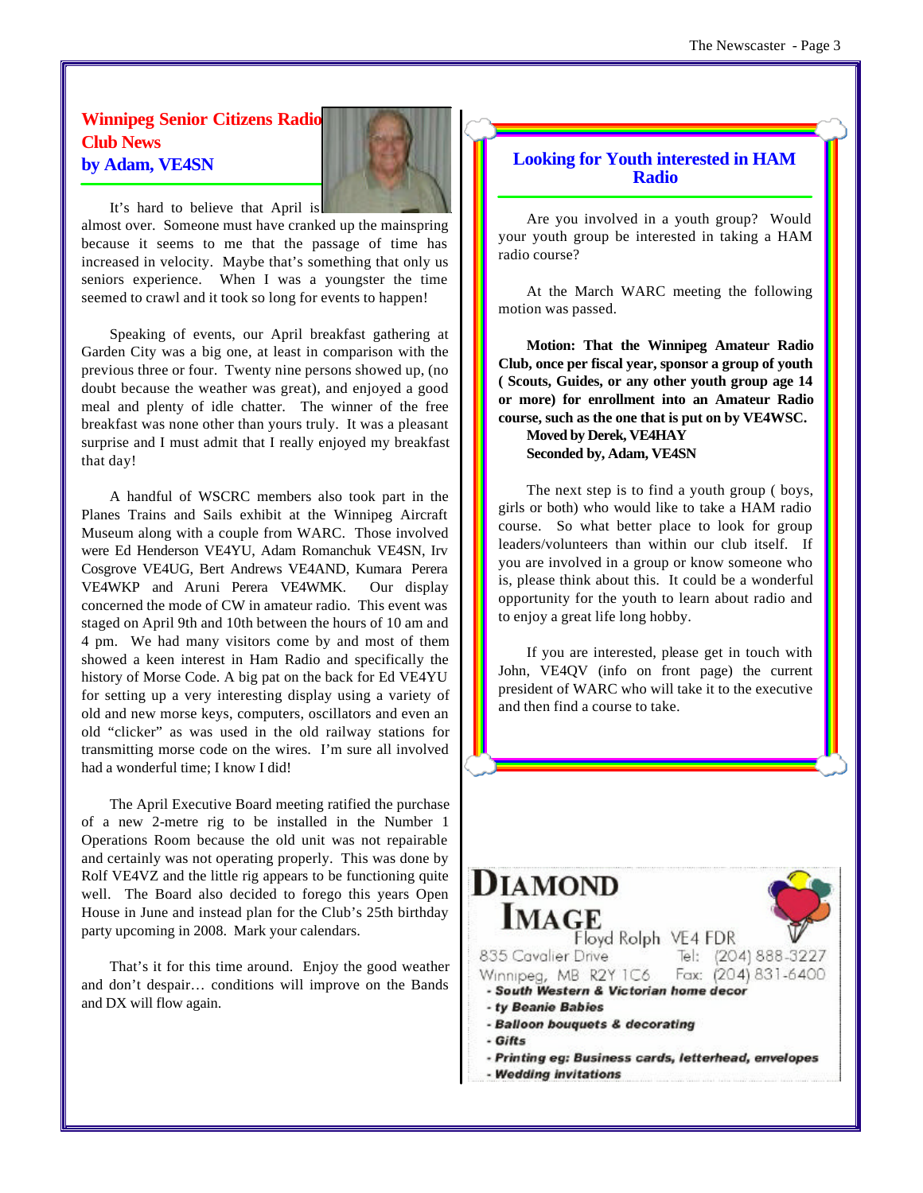## Winnipeg Senior Citizens Radio Club News
### by Adam, VE4SN

It's hard to believe that April is almost over. Someone must have cranked up the mainspring because it seems to me that the passage of time has increased in velocity. Maybe that's something that only us seniors experience. When I was a youngster the time seemed to crawl and it took so long for events to happen!

Speaking of events, our April breakfast gathering at Garden City was a big one, at least in comparison with the previous three or four. Twenty nine persons showed up, (no doubt because the weather was great), and enjoyed a good meal and plenty of idle chatter. The winner of the free breakfast was none other than yours truly. It was a pleasant surprise and I must admit that I really enjoyed my breakfast that day!

A handful of WSCRC members also took part in the Planes Trains and Sails exhibit at the Winnipeg Aircraft Museum along with a couple from WARC. Those involved were Ed Henderson VE4YU, Adam Romanchuk VE4SN, Irv Cosgrove VE4UG, Bert Andrews VE4AND, Kumara Perera VE4WKP and Aruni Perera VE4WMK. Our display concerned the mode of CW in amateur radio. This event was staged on April 9th and 10th between the hours of 10 am and 4 pm. We had many visitors come by and most of them showed a keen interest in Ham Radio and specifically the history of Morse Code. A big pat on the back for Ed VE4YU for setting up a very interesting display using a variety of old and new morse keys, computers, oscillators and even an old "clicker" as was used in the old railway stations for transmitting morse code on the wires. I'm sure all involved had a wonderful time; I know I did!

The April Executive Board meeting ratified the purchase of a new 2-metre rig to be installed in the Number 1 Operations Room because the old unit was not repairable and certainly was not operating properly. This was done by Rolf VE4VZ and the little rig appears to be functioning quite well. The Board also decided to forego this years Open House in June and instead plan for the Club's 25th birthday party upcoming in 2008. Mark your calendars.

That's it for this time around. Enjoy the good weather and don't despair… conditions will improve on the Bands and DX will flow again.

## Looking for Youth interested in HAM Radio

Are you involved in a youth group? Would your youth group be interested in taking a HAM radio course?

At the March WARC meeting the following motion was passed.

**Motion: That the Winnipeg Amateur Radio Club, once per fiscal year, sponsor a group of youth ( Scouts, Guides, or any other youth group age 14 or more) for enrollment into an Amateur Radio course, such as the one that is put on by VE4WSC.**
**Moved by Derek, VE4HAY**
**Seconded by, Adam, VE4SN**

The next step is to find a youth group ( boys, girls or both) who would like to take a HAM radio course. So what better place to look for group leaders/volunteers than within our club itself. If you are involved in a group or know someone who is, please think about this. It could be a wonderful opportunity for the youth to learn about radio and to enjoy a great life long hobby.

If you are interested, please get in touch with John, VE4QV (info on front page) the current president of WARC who will take it to the executive and then find a course to take.

**DIAMOND IMAGE**
Floyd Rolph VE4 FDR
835 Cavalier Drive
Winnipeg, MB R2Y 1C6
Tel: (204) 888-3227
Fax: (204) 831-6400

- *South Western & Victorian home decor*
- *ty Beanie Babies*
- *Balloon bouquets & decorating*
- *Gifts*
- *Printing eg: Business cards, letterhead, envelopes*
- *Wedding invitations*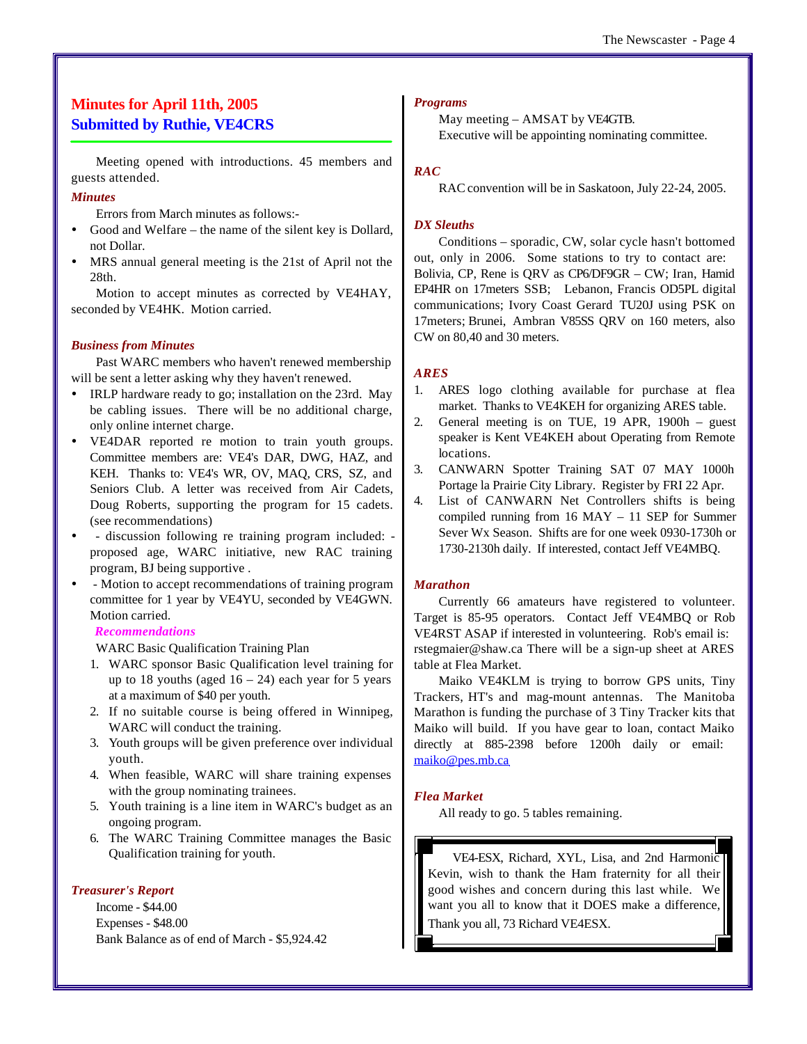# Minutes for April 11th, 2005
## Submitted by Ruthie, VE4CRS

Meeting opened with introductions. 45 members and guests attended.

### *Minutes*

Errors from March minutes as follows:-

- Good and Welfare – the name of the silent key is Dollard, not Dollar.
- MRS annual general meeting is the 21st of April not the 28th.

Motion to accept minutes as corrected by VE4HAY, seconded by VE4HK. Motion carried.

### *Business from Minutes*

Past WARC members who haven't renewed membership will be sent a letter asking why they haven't renewed.

- IRLP hardware ready to go; installation on the 23rd. May be cabling issues. There will be no additional charge, only online internet charge.
- VE4DAR reported re motion to train youth groups. Committee members are: VE4's DAR, DWG, HAZ, and KEH. Thanks to: VE4's WR, OV, MAQ, CRS, SZ, and Seniors Club. A letter was received from Air Cadets, Doug Roberts, supporting the program for 15 cadets. (see recommendations)
- - discussion following re training program included: - proposed age, WARC initiative, new RAC training program, BJ being supportive .
- - Motion to accept recommendations of training program committee for 1 year by VE4YU, seconded by VE4GWN. Motion carried.

#### *Recommendations*

WARC Basic Qualification Training Plan

1. WARC sponsor Basic Qualification level training for up to 18 youths (aged 16 – 24) each year for 5 years at a maximum of $40 per youth.
2. If no suitable course is being offered in Winnipeg, WARC will conduct the training.
3. Youth groups will be given preference over individual youth.
4. When feasible, WARC will share training expenses with the group nominating trainees.
5. Youth training is a line item in WARC's budget as an ongoing program.
6. The WARC Training Committee manages the Basic Qualification training for youth.

### *Treasurer's Report*

Income - $44.00
Expenses - $48.00
Bank Balance as of end of March - $5,924.42

### *Programs*

May meeting – AMSAT by VE4GTB.
Executive will be appointing nominating committee.

### *RAC*

RAC convention will be in Saskatoon, July 22-24, 2005.

### *DX Sleuths*

Conditions – sporadic, CW, solar cycle hasn't bottomed out, only in 2006. Some stations to try to contact are: Bolivia, CP, Rene is QRV as CP6/DF9GR – CW; Iran, Hamid EP4HR on 17meters SSB; Lebanon, Francis OD5PL digital communications; Ivory Coast Gerard TU20J using PSK on 17meters; Brunei, Ambran V85SS QRV on 160 meters, also CW on 80,40 and 30 meters.

### *ARES*

1. ARES logo clothing available for purchase at flea market. Thanks to VE4KEH for organizing ARES table.
2. General meeting is on TUE, 19 APR, 1900h – guest speaker is Kent VE4KEH about Operating from Remote locations.
3. CANWARN Spotter Training SAT 07 MAY 1000h Portage la Prairie City Library. Register by FRI 22 Apr.
4. List of CANWARN Net Controllers shifts is being compiled running from 16 MAY – 11 SEP for Summer Sever Wx Season. Shifts are for one week 0930-1730h or 1730-2130h daily. If interested, contact Jeff VE4MBQ.

### *Marathon*

Currently 66 amateurs have registered to volunteer. Target is 85-95 operators. Contact Jeff VE4MBQ or Rob VE4RST ASAP if interested in volunteering. Rob's email is: rstegmaier@shaw.ca There will be a sign-up sheet at ARES table at Flea Market.

Maiko VE4KLM is trying to borrow GPS units, Tiny Trackers, HT's and mag-mount antennas. The Manitoba Marathon is funding the purchase of 3 Tiny Tracker kits that Maiko will build. If you have gear to loan, contact Maiko directly at 885-2398 before 1200h daily or email: maiko@pes.mb.ca

### *Flea Market*

All ready to go. 5 tables remaining.

---

VE4-ESX, Richard, XYL, Lisa, and 2nd Harmonic Kevin, wish to thank the Ham fraternity for all their good wishes and concern during this last while. We want you all to know that it DOES make a difference, Thank you all, 73 Richard VE4ESX.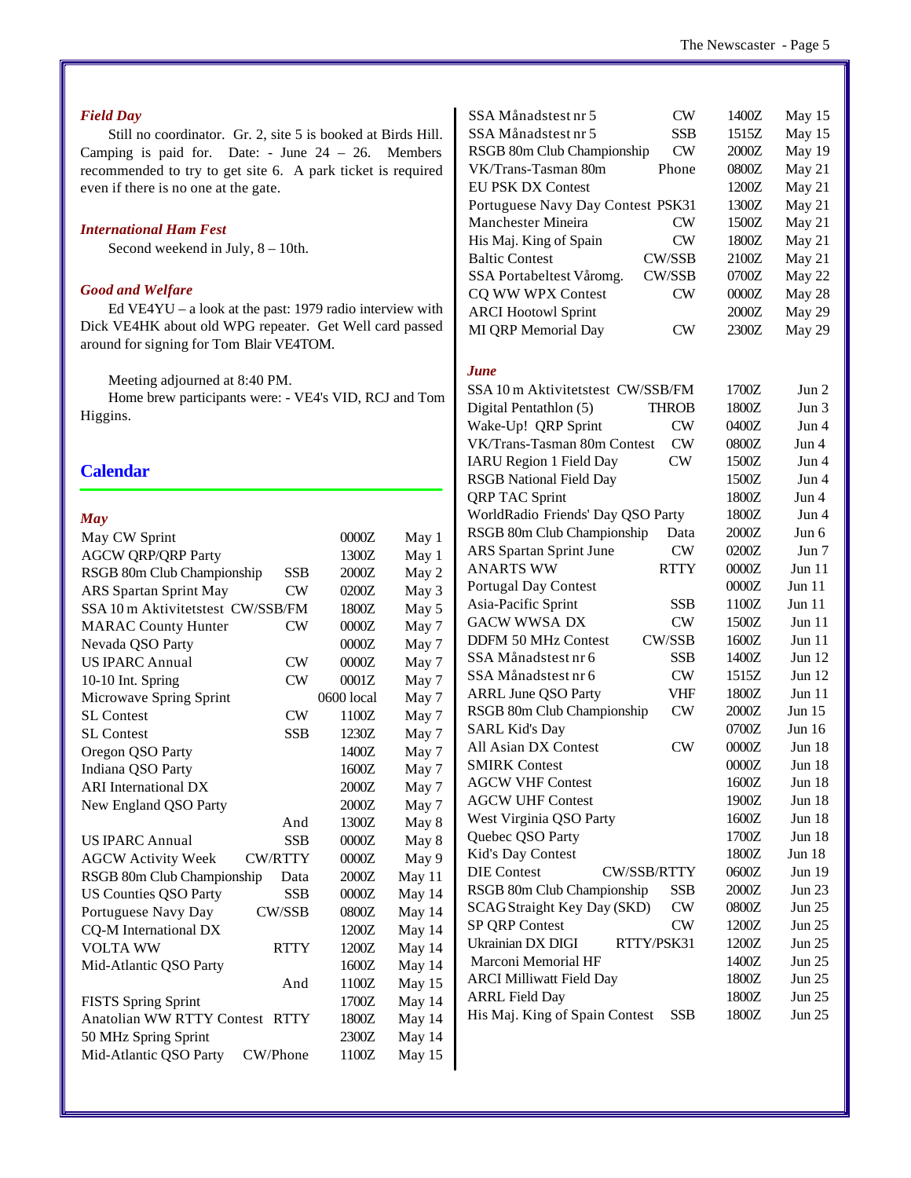### *Field Day*

Still no coordinator. Gr. 2, site 5 is booked at Birds Hill. Camping is paid for. Date: - June 24 – 26. Members recommended to try to get site 6. A park ticket is required even if there is no one at the gate.

### *International Ham Fest*

Second weekend in July, 8 – 10th.

### *Good and Welfare*

Ed VE4YU – a look at the past: 1979 radio interview with Dick VE4HK about old WPG repeater. Get Well card passed around for signing for Tom Blair VE4TOM.

Meeting adjourned at 8:40 PM.

Home brew participants were: - VE4's VID, RCJ and Tom Higgins.

## Calendar

### *May*

| Contest | Mode | Time | Date |
|---|---|---|---|
| May CW Sprint | | 0000Z | May 1 |
| AGCW QRP/QRP Party | | 1300Z | May 1 |
| RSGB 80m Club Championship | SSB | 2000Z | May 2 |
| ARS Spartan Sprint May | CW | 0200Z | May 3 |
| SSA 10 m Aktivitetstest | CW/SSB/FM | 1800Z | May 5 |
| MARAC County Hunter | CW | 0000Z | May 7 |
| Nevada QSO Party | | 0000Z | May 7 |
| US IPARC Annual | CW | 0000Z | May 7 |
| 10-10 Int. Spring | CW | 0001Z | May 7 |
| Microwave Spring Sprint | | 0600 local | May 7 |
| SL Contest | CW | 1100Z | May 7 |
| SL Contest | SSB | 1230Z | May 7 |
| Oregon QSO Party | | 1400Z | May 7 |
| Indiana QSO Party | | 1600Z | May 7 |
| ARI International DX | | 2000Z | May 7 |
| New England QSO Party | | 2000Z | May 7 |
| | And | 1300Z | May 8 |
| US IPARC Annual | SSB | 0000Z | May 8 |
| AGCW Activity Week | CW/RTTY | 0000Z | May 9 |
| RSGB 80m Club Championship | Data | 2000Z | May 11 |
| US Counties QSO Party | SSB | 0000Z | May 14 |
| Portuguese Navy Day | CW/SSB | 0800Z | May 14 |
| CQ-M International DX | | 1200Z | May 14 |
| VOLTA WW | RTTY | 1200Z | May 14 |
| Mid-Atlantic QSO Party | | 1600Z | May 14 |
| | And | 1100Z | May 15 |
| FISTS Spring Sprint | | 1700Z | May 14 |
| Anatolian WW RTTY Contest | RTTY | 1800Z | May 14 |
| 50 MHz Spring Sprint | | 2300Z | May 14 |
| Mid-Atlantic QSO Party | CW/Phone | 1100Z | May 15 |
| SSA Månadstest nr 5 | CW | 1400Z | May 15 |
| SSA Månadstest nr 5 | SSB | 1515Z | May 15 |
| RSGB 80m Club Championship | CW | 2000Z | May 19 |
| VK/Trans-Tasman 80m | Phone | 0800Z | May 21 |
| EU PSK DX Contest | | 1200Z | May 21 |
| Portuguese Navy Day Contest | PSK31 | 1300Z | May 21 |
| Manchester Mineira | CW | 1500Z | May 21 |
| His Maj. King of Spain | CW | 1800Z | May 21 |
| Baltic Contest | CW/SSB | 2100Z | May 21 |
| SSA Portabeltest Våromg. | CW/SSB | 0700Z | May 22 |
| CQ WW WPX Contest | CW | 0000Z | May 28 |
| ARCI Hootowl Sprint | | 2000Z | May 29 |
| MI QRP Memorial Day | CW | 2300Z | May 29 |

### *June*

| Contest | Mode | Time | Date |
|---|---|---|---|
| SSA 10 m Aktivitetstest | CW/SSB/FM | 1700Z | Jun 2 |
| Digital Pentathlon (5) | THROB | 1800Z | Jun 3 |
| Wake-Up! QRP Sprint | CW | 0400Z | Jun 4 |
| VK/Trans-Tasman 80m Contest | CW | 0800Z | Jun 4 |
| IARU Region 1 Field Day | CW | 1500Z | Jun 4 |
| RSGB National Field Day | | 1500Z | Jun 4 |
| QRP TAC Sprint | | 1800Z | Jun 4 |
| WorldRadio Friends' Day QSO Party | | 1800Z | Jun 4 |
| RSGB 80m Club Championship | Data | 2000Z | Jun 6 |
| ARS Spartan Sprint June | CW | 0200Z | Jun 7 |
| ANARTS WW | RTTY | 0000Z | Jun 11 |
| Portugal Day Contest | | 0000Z | Jun 11 |
| Asia-Pacific Sprint | SSB | 1100Z | Jun 11 |
| GACW WWSA DX | CW | 1500Z | Jun 11 |
| DDFM 50 MHz Contest | CW/SSB | 1600Z | Jun 11 |
| SSA Månadstest nr 6 | SSB | 1400Z | Jun 12 |
| SSA Månadstest nr 6 | CW | 1515Z | Jun 12 |
| ARRL June QSO Party | VHF | 1800Z | Jun 11 |
| RSGB 80m Club Championship | CW | 2000Z | Jun 15 |
| SARL Kid's Day | | 0700Z | Jun 16 |
| All Asian DX Contest | CW | 0000Z | Jun 18 |
| SMIRK Contest | | 0000Z | Jun 18 |
| AGCW VHF Contest | | 1600Z | Jun 18 |
| AGCW UHF Contest | | 1900Z | Jun 18 |
| West Virginia QSO Party | | 1600Z | Jun 18 |
| Quebec QSO Party | | 1700Z | Jun 18 |
| Kid's Day Contest | | 1800Z | Jun 18 |
| DIE Contest | CW/SSB/RTTY | 0600Z | Jun 19 |
| RSGB 80m Club Championship | SSB | 2000Z | Jun 23 |
| SCAG Straight Key Day (SKD) | CW | 0800Z | Jun 25 |
| SP QRP Contest | CW | 1200Z | Jun 25 |
| Ukrainian DX DIGI | RTTY/PSK31 | 1200Z | Jun 25 |
| Marconi Memorial HF | | 1400Z | Jun 25 |
| ARCI Milliwatt Field Day | | 1800Z | Jun 25 |
| ARRL Field Day | | 1800Z | Jun 25 |
| His Maj. King of Spain Contest | SSB | 1800Z | Jun 25 |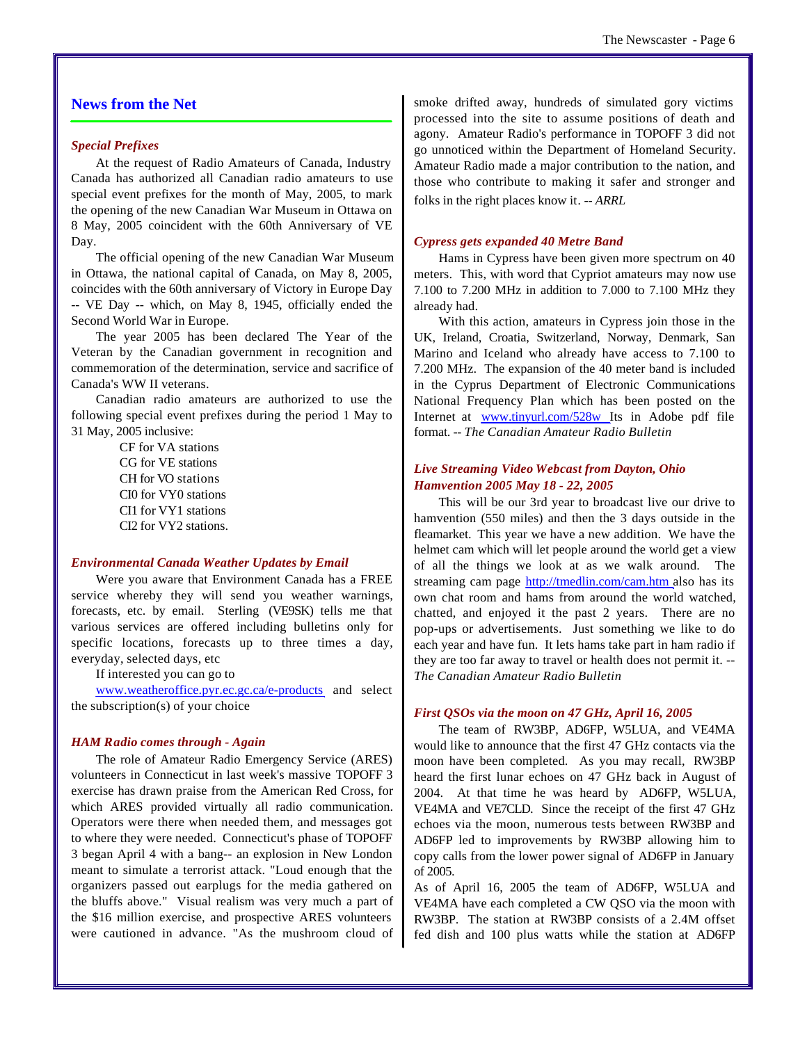## News from the Net

### *Special Prefixes*

At the request of Radio Amateurs of Canada, Industry Canada has authorized all Canadian radio amateurs to use special event prefixes for the month of May, 2005, to mark the opening of the new Canadian War Museum in Ottawa on 8 May, 2005 coincident with the 60th Anniversary of VE Day.

The official opening of the new Canadian War Museum in Ottawa, the national capital of Canada, on May 8, 2005, coincides with the 60th anniversary of Victory in Europe Day -- VE Day -- which, on May 8, 1945, officially ended the Second World War in Europe.

The year 2005 has been declared The Year of the Veteran by the Canadian government in recognition and commemoration of the determination, service and sacrifice of Canada's WW II veterans.

Canadian radio amateurs are authorized to use the following special event prefixes during the period 1 May to 31 May, 2005 inclusive:

CF for VA stations
CG for VE stations
CH for VO stations
CI0 for VY0 stations
CI1 for VY1 stations
CI2 for VY2 stations.

### *Environmental Canada Weather Updates by Email*

Were you aware that Environment Canada has a FREE service whereby they will send you weather warnings, forecasts, etc. by email. Sterling (VE9SK) tells me that various services are offered including bulletins only for specific locations, forecasts up to three times a day, everyday, selected days, etc

If interested you can go to

www.weatheroffice.pyr.ec.gc.ca/e-products and select the subscription(s) of your choice

### *HAM Radio comes through - Again*

The role of Amateur Radio Emergency Service (ARES) volunteers in Connecticut in last week's massive TOPOFF 3 exercise has drawn praise from the American Red Cross, for which ARES provided virtually all radio communication. Operators were there when needed them, and messages got to where they were needed. Connecticut's phase of TOPOFF 3 began April 4 with a bang-- an explosion in New London meant to simulate a terrorist attack. "Loud enough that the organizers passed out earplugs for the media gathered on the bluffs above." Visual realism was very much a part of the $16 million exercise, and prospective ARES volunteers were cautioned in advance. "As the mushroom cloud of smoke drifted away, hundreds of simulated gory victims processed into the site to assume positions of death and agony. Amateur Radio's performance in TOPOFF 3 did not go unnoticed within the Department of Homeland Security. Amateur Radio made a major contribution to the nation, and those who contribute to making it safer and stronger and folks in the right places know it. -- *ARRL*

### *Cypress gets expanded 40 Metre Band*

Hams in Cypress have been given more spectrum on 40 meters. This, with word that Cypriot amateurs may now use 7.100 to 7.200 MHz in addition to 7.000 to 7.100 MHz they already had.

With this action, amateurs in Cypress join those in the UK, Ireland, Croatia, Switzerland, Norway, Denmark, San Marino and Iceland who already have access to 7.100 to 7.200 MHz. The expansion of the 40 meter band is included in the Cyprus Department of Electronic Communications National Frequency Plan which has been posted on the Internet at www.tinyurl.com/528w Its in Adobe pdf file format. -- *The Canadian Amateur Radio Bulletin*

### *Live Streaming Video Webcast from Dayton, Ohio Hamvention 2005 May 18 - 22, 2005*

This will be our 3rd year to broadcast live our drive to hamvention (550 miles) and then the 3 days outside in the fleamarket. This year we have a new addition. We have the helmet cam which will let people around the world get a view of all the things we look at as we walk around. The streaming cam page http://tmedlin.com/cam.htm also has its own chat room and hams from around the world watched, chatted, and enjoyed it the past 2 years. There are no pop-ups or advertisements. Just something we like to do each year and have fun. It lets hams take part in ham radio if they are too far away to travel or health does not permit it. -- *The Canadian Amateur Radio Bulletin*

### *First QSOs via the moon on 47 GHz, April 16, 2005*

The team of RW3BP, AD6FP, W5LUA, and VE4MA would like to announce that the first 47 GHz contacts via the moon have been completed. As you may recall, RW3BP heard the first lunar echoes on 47 GHz back in August of 2004. At that time he was heard by AD6FP, W5LUA, VE4MA and VE7CLD. Since the receipt of the first 47 GHz echoes via the moon, numerous tests between RW3BP and AD6FP led to improvements by RW3BP allowing him to copy calls from the lower power signal of AD6FP in January of 2005.

As of April 16, 2005 the team of AD6FP, W5LUA and VE4MA have each completed a CW QSO via the moon with RW3BP. The station at RW3BP consists of a 2.4M offset fed dish and 100 plus watts while the station at AD6FP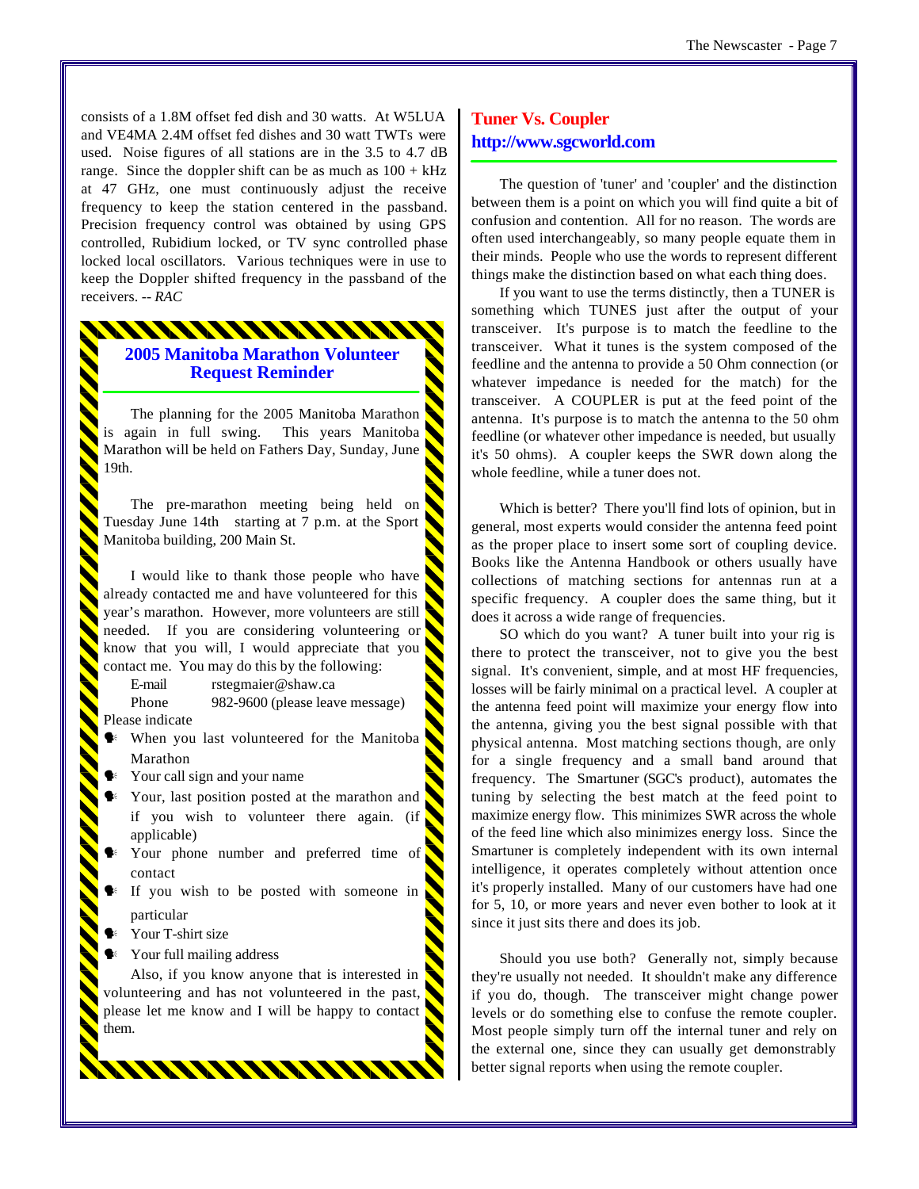consists of a 1.8M offset fed dish and 30 watts. At W5LUA and VE4MA 2.4M offset fed dishes and 30 watt TWTs were used. Noise figures of all stations are in the 3.5 to 4.7 dB range. Since the doppler shift can be as much as 100 + kHz at 47 GHz, one must continuously adjust the receive frequency to keep the station centered in the passband. Precision frequency control was obtained by using GPS controlled, Rubidium locked, or TV sync controlled phase locked local oscillators. Various techniques were in use to keep the Doppler shifted frequency in the passband of the receivers. -- *RAC*

## 2005 Manitoba Marathon Volunteer Request Reminder

The planning for the 2005 Manitoba Marathon is again in full swing. This years Manitoba Marathon will be held on Fathers Day, Sunday, June 19th.

The pre-marathon meeting being held on Tuesday June 14th starting at 7 p.m. at the Sport Manitoba building, 200 Main St.

I would like to thank those people who have already contacted me and have volunteered for this year's marathon. However, more volunteers are still needed. If you are considering volunteering or know that you will, I would appreciate that you contact me. You may do this by the following:

E-mail rstegmaier@shaw.ca
Phone 982-9600 (please leave message)

Please indicate

- When you last volunteered for the Manitoba Marathon
- Your call sign and your name
- Your, last position posted at the marathon and if you wish to volunteer there again. (if applicable)
- Your phone number and preferred time of contact
- If you wish to be posted with someone in particular
- Your T-shirt size
- Your full mailing address

Also, if you know anyone that is interested in volunteering and has not volunteered in the past, please let me know and I will be happy to contact them.

## Tuner Vs. Coupler
**http://www.sgcworld.com**

The question of 'tuner' and 'coupler' and the distinction between them is a point on which you will find quite a bit of confusion and contention. All for no reason. The words are often used interchangeably, so many people equate them in their minds. People who use the words to represent different things make the distinction based on what each thing does.

If you want to use the terms distinctly, then a TUNER is something which TUNES just after the output of your transceiver. It's purpose is to match the feedline to the transceiver. What it tunes is the system composed of the feedline and the antenna to provide a 50 Ohm connection (or whatever impedance is needed for the match) for the transceiver. A COUPLER is put at the feed point of the antenna. It's purpose is to match the antenna to the 50 ohm feedline (or whatever other impedance is needed, but usually it's 50 ohms). A coupler keeps the SWR down along the whole feedline, while a tuner does not.

Which is better? There you'll find lots of opinion, but in general, most experts would consider the antenna feed point as the proper place to insert some sort of coupling device. Books like the Antenna Handbook or others usually have collections of matching sections for antennas run at a specific frequency. A coupler does the same thing, but it does it across a wide range of frequencies.

SO which do you want? A tuner built into your rig is there to protect the transceiver, not to give you the best signal. It's convenient, simple, and at most HF frequencies, losses will be fairly minimal on a practical level. A coupler at the antenna feed point will maximize your energy flow into the antenna, giving you the best signal possible with that physical antenna. Most matching sections though, are only for a single frequency and a small band around that frequency. The Smartuner (SGC's product), automates the tuning by selecting the best match at the feed point to maximize energy flow. This minimizes SWR across the whole of the feed line which also minimizes energy loss. Since the Smartuner is completely independent with its own internal intelligence, it operates completely without attention once it's properly installed. Many of our customers have had one for 5, 10, or more years and never even bother to look at it since it just sits there and does its job.

Should you use both? Generally not, simply because they're usually not needed. It shouldn't make any difference if you do, though. The transceiver might change power levels or do something else to confuse the remote coupler. Most people simply turn off the internal tuner and rely on the external one, since they can usually get demonstrably better signal reports when using the remote coupler.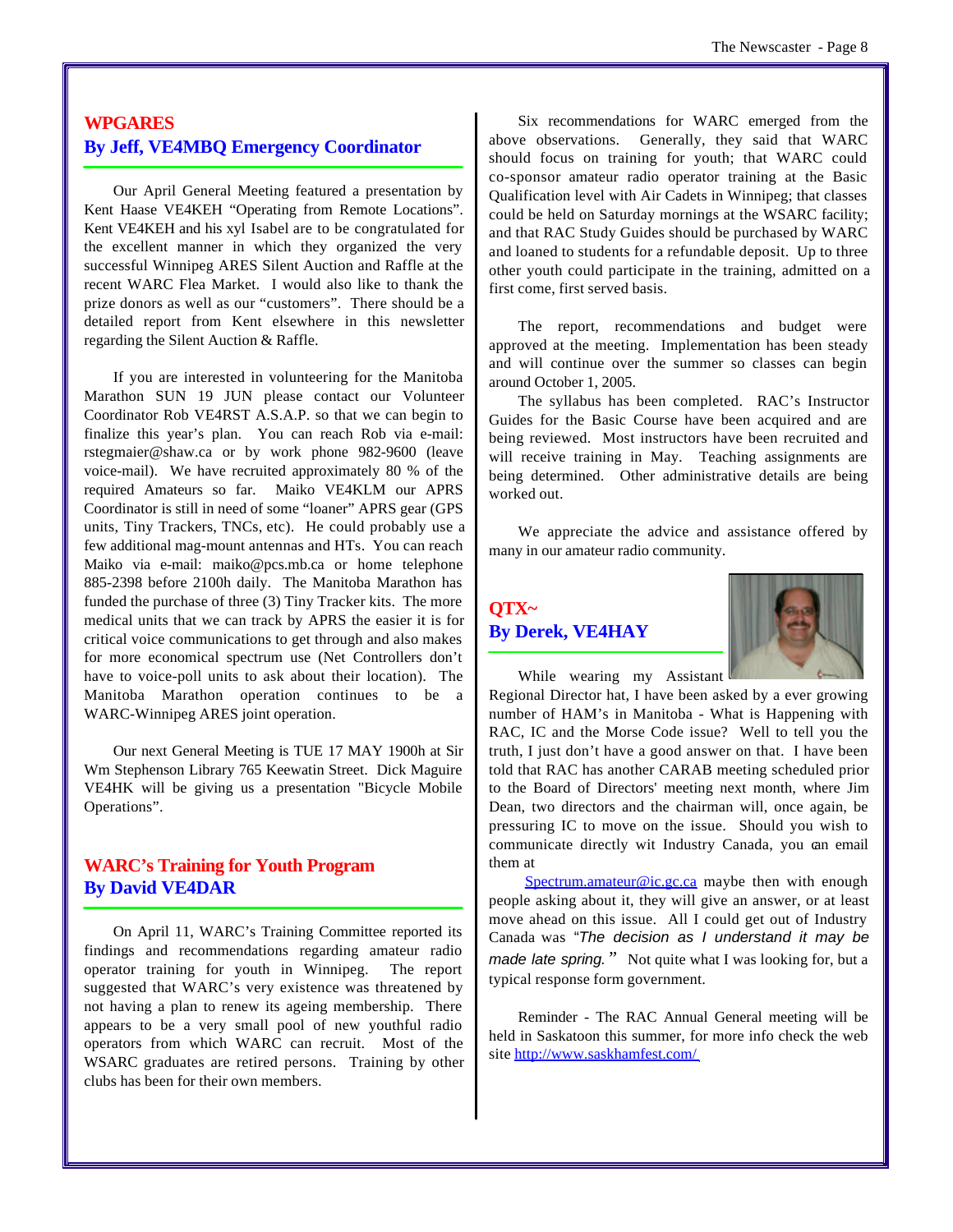## WPGARES
## By Jeff, VE4MBQ Emergency Coordinator

Our April General Meeting featured a presentation by Kent Haase VE4KEH “Operating from Remote Locations”. Kent VE4KEH and his xyl Isabel are to be congratulated for the excellent manner in which they organized the very successful Winnipeg ARES Silent Auction and Raffle at the recent WARC Flea Market. I would also like to thank the prize donors as well as our “customers”. There should be a detailed report from Kent elsewhere in this newsletter regarding the Silent Auction & Raffle.

If you are interested in volunteering for the Manitoba Marathon SUN 19 JUN please contact our Volunteer Coordinator Rob VE4RST A.S.A.P. so that we can begin to finalize this year’s plan. You can reach Rob via e-mail: rstegmaier@shaw.ca or by work phone 982-9600 (leave voice-mail). We have recruited approximately 80 % of the required Amateurs so far. Maiko VE4KLM our APRS Coordinator is still in need of some “loaner” APRS gear (GPS units, Tiny Trackers, TNCs, etc). He could probably use a few additional mag-mount antennas and HTs. You can reach Maiko via e-mail: maiko@pcs.mb.ca or home telephone 885-2398 before 2100h daily. The Manitoba Marathon has funded the purchase of three (3) Tiny Tracker kits. The more medical units that we can track by APRS the easier it is for critical voice communications to get through and also makes for more economical spectrum use (Net Controllers don’t have to voice-poll units to ask about their location). The Manitoba Marathon operation continues to be a WARC-Winnipeg ARES joint operation.

Our next General Meeting is TUE 17 MAY 1900h at Sir Wm Stephenson Library 765 Keewatin Street. Dick Maguire VE4HK will be giving us a presentation "Bicycle Mobile Operations”.

## WARC’s Training for Youth Program
## By David VE4DAR

On April 11, WARC’s Training Committee reported its findings and recommendations regarding amateur radio operator training for youth in Winnipeg. The report suggested that WARC’s very existence was threatened by not having a plan to renew its ageing membership. There appears to be a very small pool of new youthful radio operators from which WARC can recruit. Most of the WSARC graduates are retired persons. Training by other clubs has been for their own members.

Six recommendations for WARC emerged from the above observations. Generally, they said that WARC should focus on training for youth; that WARC could co-sponsor amateur radio operator training at the Basic Qualification level with Air Cadets in Winnipeg; that classes could be held on Saturday mornings at the WSARC facility; and that RAC Study Guides should be purchased by WARC and loaned to students for a refundable deposit. Up to three other youth could participate in the training, admitted on a first come, first served basis.

The report, recommendations and budget were approved at the meeting. Implementation has been steady and will continue over the summer so classes can begin around October 1, 2005.

The syllabus has been completed. RAC’s Instructor Guides for the Basic Course have been acquired and are being reviewed. Most instructors have been recruited and will receive training in May. Teaching assignments are being determined. Other administrative details are being worked out.

We appreciate the advice and assistance offered by many in our amateur radio community.

## QTX~
## By Derek, VE4HAY

While wearing my Assistant Regional Director hat, I have been asked by a ever growing number of HAM’s in Manitoba - What is Happening with RAC, IC and the Morse Code issue? Well to tell you the truth, I just don’t have a good answer on that. I have been told that RAC has another CARAB meeting scheduled prior to the Board of Directors' meeting next month, where Jim Dean, two directors and the chairman will, once again, be pressuring IC to move on the issue. Should you wish to communicate directly wit Industry Canada, you can email them at

Spectrum.amateur@ic.gc.ca maybe then with enough people asking about it, they will give an answer, or at least move ahead on this issue. All I could get out of Industry Canada was “*The decision as I understand it may be made late spring.*” Not quite what I was looking for, but a typical response form government.

Reminder - The RAC Annual General meeting will be held in Saskatoon this summer, for more info check the web site http://www.saskhamfest.com/